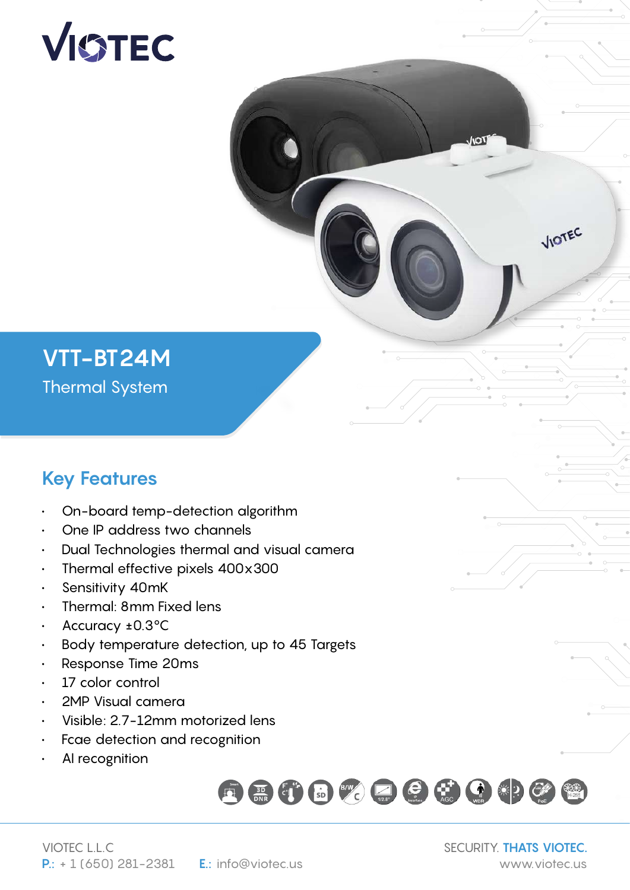# VIOTEC

## VTT-BT24M

Thermal System

## Key Features

- On-board temp-detection algorithm
- One IP address two channels
- Dual Technologies thermal and visual camera
- Thermal effective pixels 400x300
- Sensitivity 40mK
- Thermal: 8mm Fixed lens
- Accuracy ±0.3°C
- Body temperature detection, up to 45 Targets
- Response Time 20ms
- 17 color control
- 2MP Visual camera
- Visible: 2.7-12mm motorized lens
- Fcae detection and recognition
- AI recognition

VIOTEC L.L.C
P.: + 1 (650) 281-2381 E.: info@viotec.us

SECURITY. THATS VIOTEC.
www.viotec.us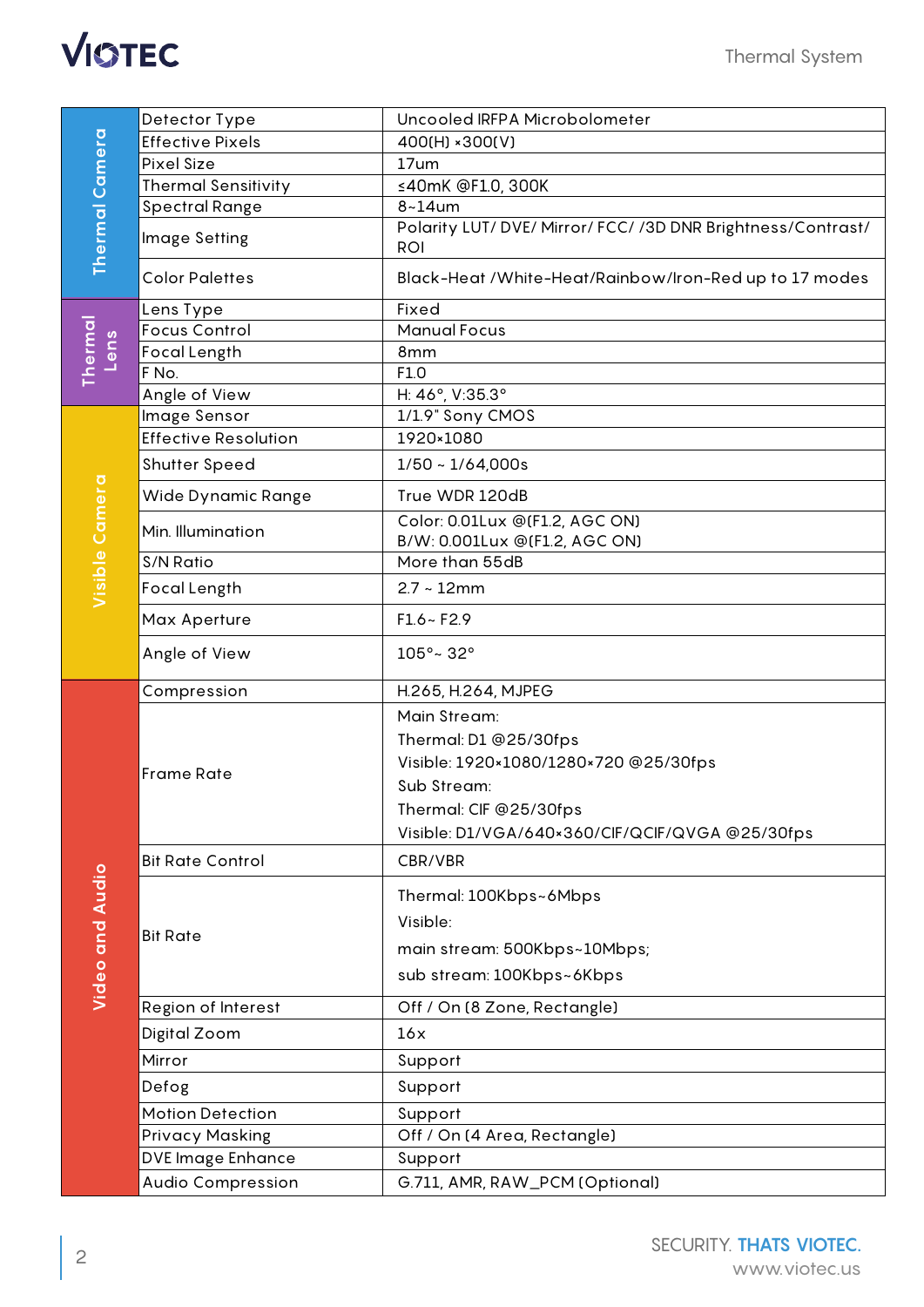| | | |
|---|---|---|
| Thermal Camera | Detector Type | Uncooled IRFPA Microbolometer |
| | Effective Pixels | 400(H) ×300(V) |
| | Pixel Size | 17um |
| | Thermal Sensitivity | ≤40mK @F1.0, 300K |
| | Spectral Range | 8~14um |
| | Image Setting | Polarity LUT/ DVE/ Mirror/ FCC/ /3D DNR Brightness/Contrast/ ROI |
| | Color Palettes | Black-Heat /White-Heat/Rainbow/Iron-Red up to 17 modes |
| Thermal Lens | Lens Type | Fixed |
| | Focus Control | Manual Focus |
| | Focal Length | 8mm |
| | F No. | F1.0 |
| | Angle of View | H: 46°, V:35.3° |
| Visible Camera | Image Sensor | 1/1.9" Sony CMOS |
| | Effective Resolution | 1920×1080 |
| | Shutter Speed | 1/50 ~ 1/64,000s |
| | Wide Dynamic Range | True WDR 120dB |
| | Min. Illumination | Color: 0.01Lux @(F1.2, AGC ON)<br>B/W: 0.001Lux @(F1.2, AGC ON) |
| | S/N Ratio | More than 55dB |
| | Focal Length | 2.7 ~ 12mm |
| | Max Aperture | F1.6~ F2.9 |
| | Angle of View | 105°~ 32° |
| Video and Audio | Compression | H.265, H.264, MJPEG |
| | Frame Rate | Main Stream:<br>Thermal: D1 @25/30fps<br>Visible: 1920×1080/1280×720 @25/30fps<br>Sub Stream:<br>Thermal: CIF @25/30fps<br>Visible: D1/VGA/640×360/CIF/QCIF/QVGA @25/30fps |
| | Bit Rate Control | CBR/VBR |
| | Bit Rate | Thermal: 100Kbps~6Mbps<br>Visible:<br>main stream: 500Kbps~10Mbps;<br>sub stream: 100Kbps~6Kbps |
| | Region of Interest | Off / On (8 Zone, Rectangle) |
| | Digital Zoom | 16x |
| | Mirror | Support |
| | Defog | Support |
| | Motion Detection | Support |
| | Privacy Masking | Off / On (4 Area, Rectangle) |
| | DVE Image Enhance | Support |
| | Audio Compression | G.711, AMR, RAW_PCM (Optional) |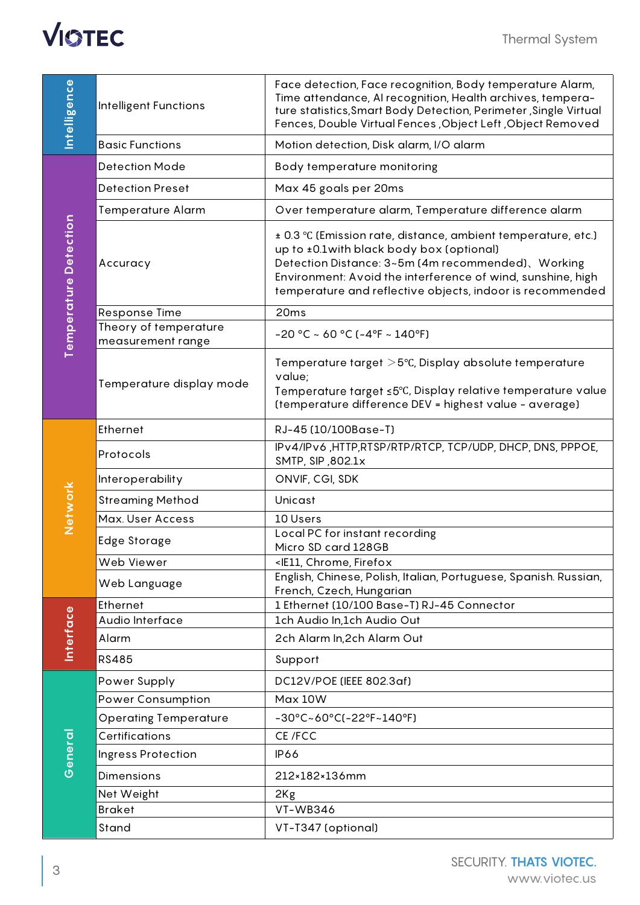| Category | Item | Specification |
|---|---|---|
| Intelligence | Intelligent Functions | Face detection, Face recognition, Body temperature Alarm, Time attendance, AI recognition, Health archives, temperature statistics,Smart Body Detection, Perimeter ,Single Virtual Fences, Double Virtual Fences ,Object Left ,Object Removed |
| | Basic Functions | Motion detection, Disk alarm, I/O alarm |
| Temperature Detection | Detection Mode | Body temperature monitoring |
| | Detection Preset | Max 45 goals per 20ms |
| | Temperature Alarm | Over temperature alarm, Temperature difference alarm |
| | Accuracy | ± 0.3 ℃ (Emission rate, distance, ambient temperature, etc.) up to ±0.1with black body box (optional) Detection Distance: 3~5m (4m recommended)、 Working Environment: Avoid the interference of wind, sunshine, high temperature and reflective objects, indoor is recommended |
| | Response Time | 20ms |
| | Theory of temperature measurement range | -20 °C ~ 60 °C (-4°F ~ 140°F) |
| | Temperature display mode | Temperature target ＞5℃, Display absolute temperature value; Temperature target ≤5℃, Display relative temperature value (temperature difference DEV = highest value - average) |
| Network | Ethernet | RJ-45 (10/100Base-T) |
| | Protocols | IPv4/IPv6 ,HTTP,RTSP/RTP/RTCP, TCP/UDP, DHCP, DNS, PPPOE, SMTP, SIP ,802.1x |
| | Interoperability | ONVIF, CGI, SDK |
| | Streaming Method | Unicast |
| | Max. User Access | 10 Users |
| | Edge Storage | Local PC for instant recording Micro SD card 128GB |
| | Web Viewer | <IE11, Chrome, Firefox |
| | Web Language | English, Chinese, Polish, Italian, Portuguese, Spanish. Russian, French, Czech, Hungarian |
| Interface | Ethernet | 1 Ethernet (10/100 Base-T) RJ-45 Connector |
| | Audio Interface | 1ch Audio In,1ch Audio Out |
| | Alarm | 2ch Alarm In,2ch Alarm Out |
| | RS485 | Support |
| General | Power Supply | DC12V/POE (IEEE 802.3af) |
| | Power Consumption | Max 10W |
| | Operating Temperature | -30°C~60°C(-22°F~140°F) |
| | Certifications | CE /FCC |
| | Ingress Protection | IP66 |
| | Dimensions | 212×182×136mm |
| | Net Weight | 2Kg |
| | Braket | VT-WB346 |
| | Stand | VT-T347 (optional) |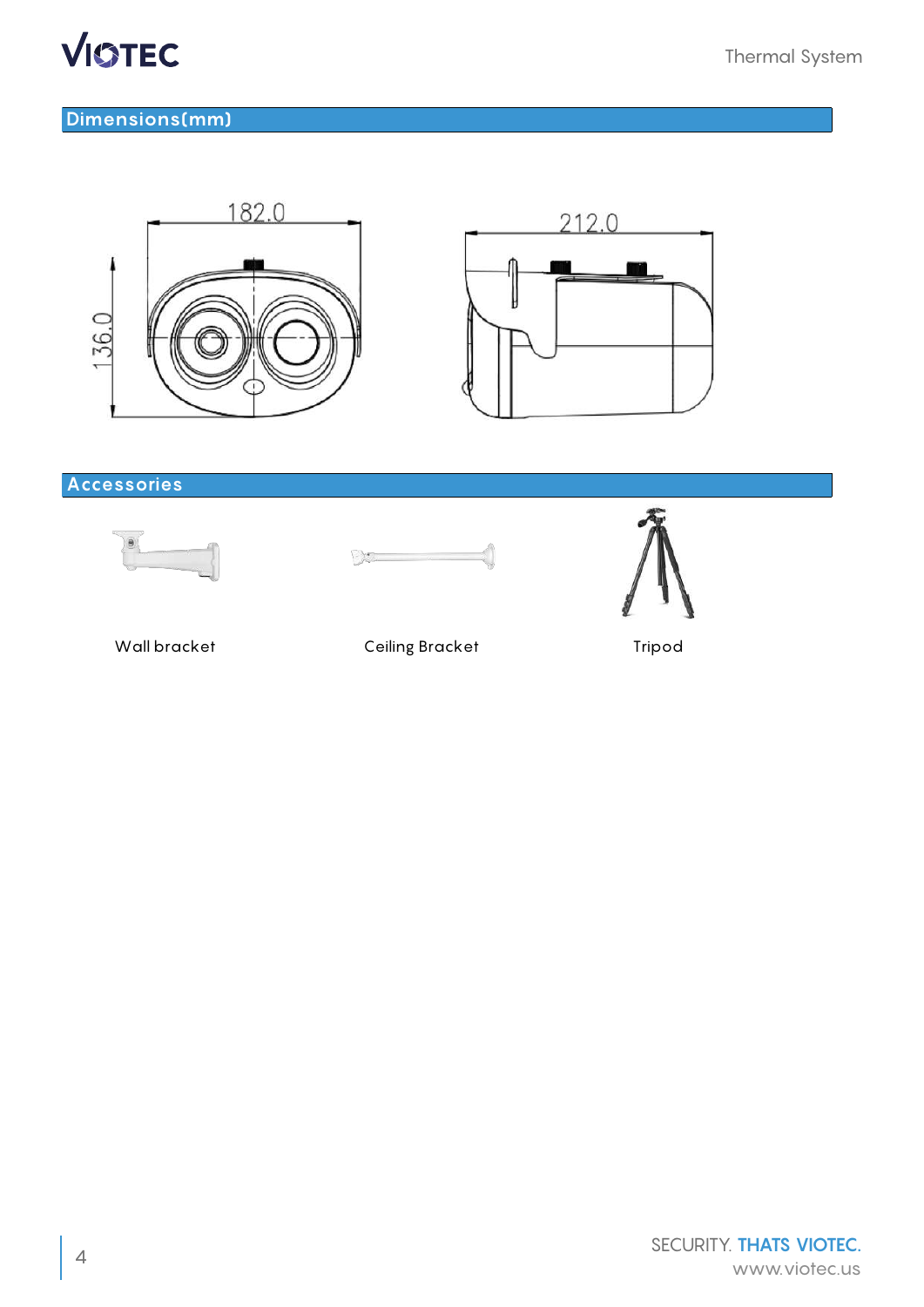## Dimensions(mm)

182.0

136.0

212.0

## Accessories

Wall bracket

Ceiling Bracket

Tripod